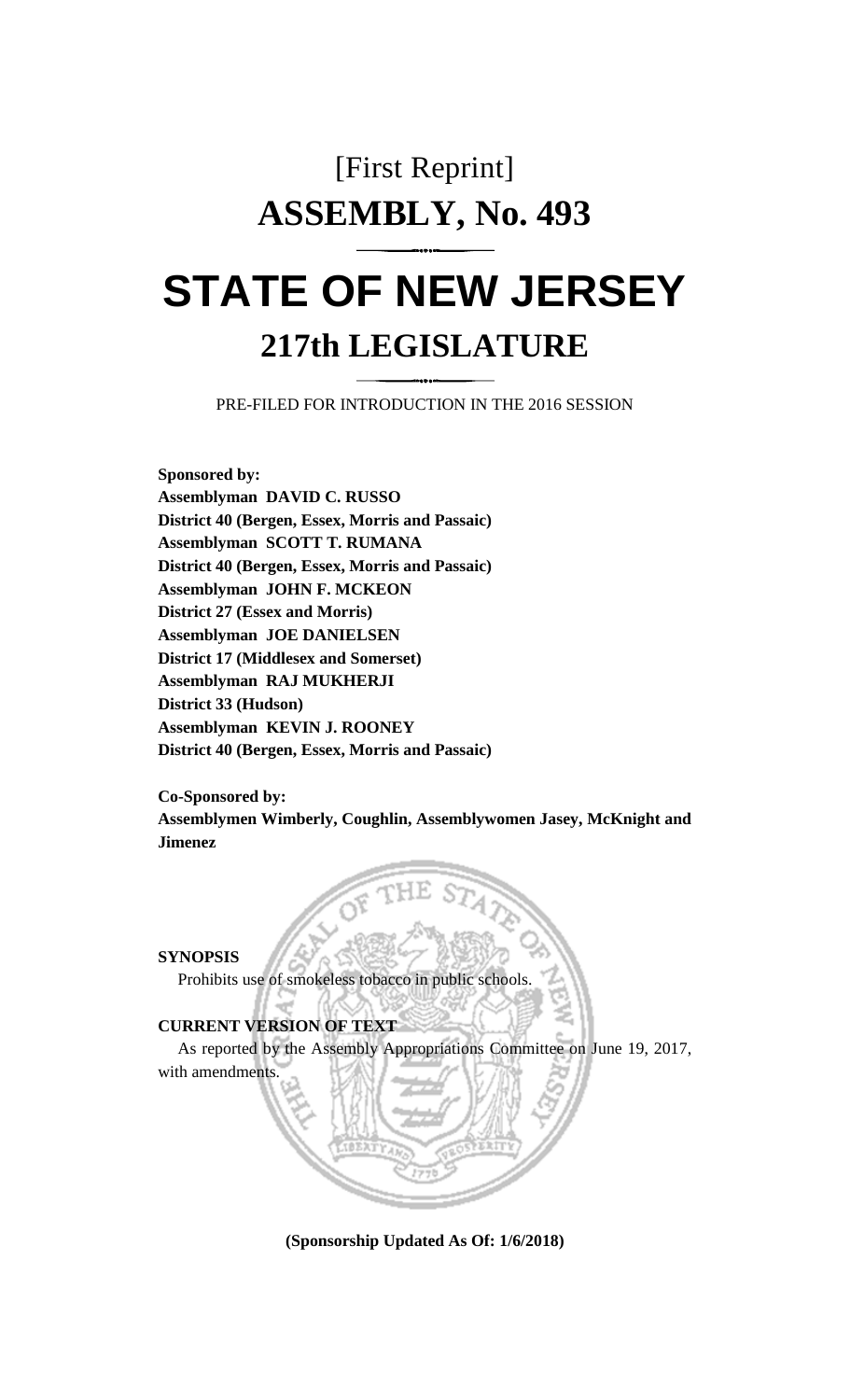# [First Reprint]

# ASSEMBLY, No. 493

# STATE OF NEW JERSEY

## 217th LEGISLATURE

PRE-FILED FOR INTRODUCTION IN THE 2016 SESSION

**Sponsored by:**
**Assemblyman DAVID C. RUSSO**
**District 40 (Bergen, Essex, Morris and Passaic)**
**Assemblyman SCOTT T. RUMANA**
**District 40 (Bergen, Essex, Morris and Passaic)**
**Assemblyman JOHN F. MCKEON**
**District 27 (Essex and Morris)**
**Assemblyman JOE DANIELSEN**
**District 17 (Middlesex and Somerset)**
**Assemblyman RAJ MUKHERJI**
**District 33 (Hudson)**
**Assemblyman KEVIN J. ROONEY**
**District 40 (Bergen, Essex, Morris and Passaic)**

**Co-Sponsored by:**
**Assemblymen Wimberly, Coughlin, Assemblywomen Jasey, McKnight and Jimenez**

**SYNOPSIS**

Prohibits use of smokeless tobacco in public schools.

**CURRENT VERSION OF TEXT**

As reported by the Assembly Appropriations Committee on June 19, 2017, with amendments.

**(Sponsorship Updated As Of: 1/6/2018)**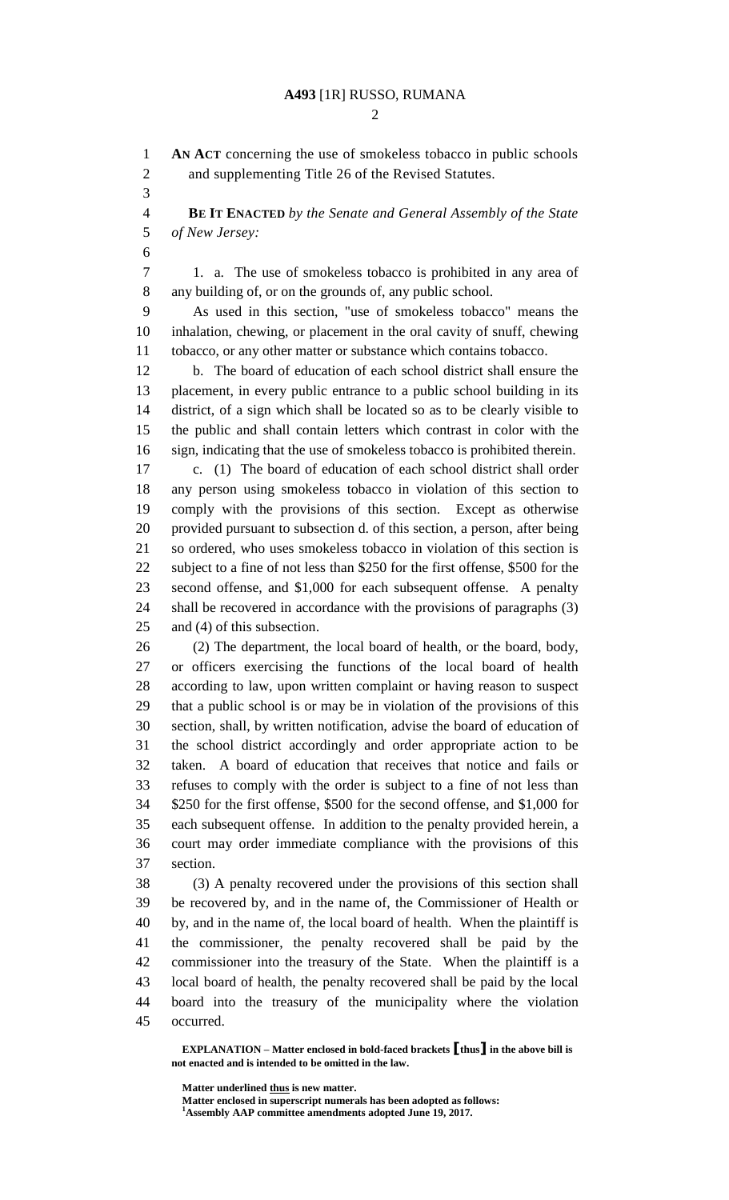**AN ACT** concerning the use of smokeless tobacco in public schools and supplementing Title 26 of the Revised Statutes.

**BE IT ENACTED** *by the Senate and General Assembly of the State of New Jersey:*

1. a. The use of smokeless tobacco is prohibited in any area of any building of, or on the grounds of, any public school.

As used in this section, "use of smokeless tobacco" means the inhalation, chewing, or placement in the oral cavity of snuff, chewing tobacco, or any other matter or substance which contains tobacco.

b. The board of education of each school district shall ensure the placement, in every public entrance to a public school building in its district, of a sign which shall be located so as to be clearly visible to the public and shall contain letters which contrast in color with the sign, indicating that the use of smokeless tobacco is prohibited therein.

c. (1) The board of education of each school district shall order any person using smokeless tobacco in violation of this section to comply with the provisions of this section. Except as otherwise provided pursuant to subsection d. of this section, a person, after being so ordered, who uses smokeless tobacco in violation of this section is subject to a fine of not less than $250 for the first offense, $500 for the second offense, and $1,000 for each subsequent offense. A penalty shall be recovered in accordance with the provisions of paragraphs (3) and (4) of this subsection.

(2) The department, the local board of health, or the board, body, or officers exercising the functions of the local board of health according to law, upon written complaint or having reason to suspect that a public school is or may be in violation of the provisions of this section, shall, by written notification, advise the board of education of the school district accordingly and order appropriate action to be taken. A board of education that receives that notice and fails or refuses to comply with the order is subject to a fine of not less than $250 for the first offense, $500 for the second offense, and $1,000 for each subsequent offense. In addition to the penalty provided herein, a court may order immediate compliance with the provisions of this section.

(3) A penalty recovered under the provisions of this section shall be recovered by, and in the name of, the Commissioner of Health or by, and in the name of, the local board of health. When the plaintiff is the commissioner, the penalty recovered shall be paid by the commissioner into the treasury of the State. When the plaintiff is a local board of health, the penalty recovered shall be paid by the local board into the treasury of the municipality where the violation occurred.

**EXPLANATION – Matter enclosed in bold-faced brackets [thus] in the above bill is not enacted and is intended to be omitted in the law.**

**Matter underlined thus is new matter.**
**Matter enclosed in superscript numerals has been adopted as follows:**
[1] **Assembly AAP committee amendments adopted June 19, 2017.**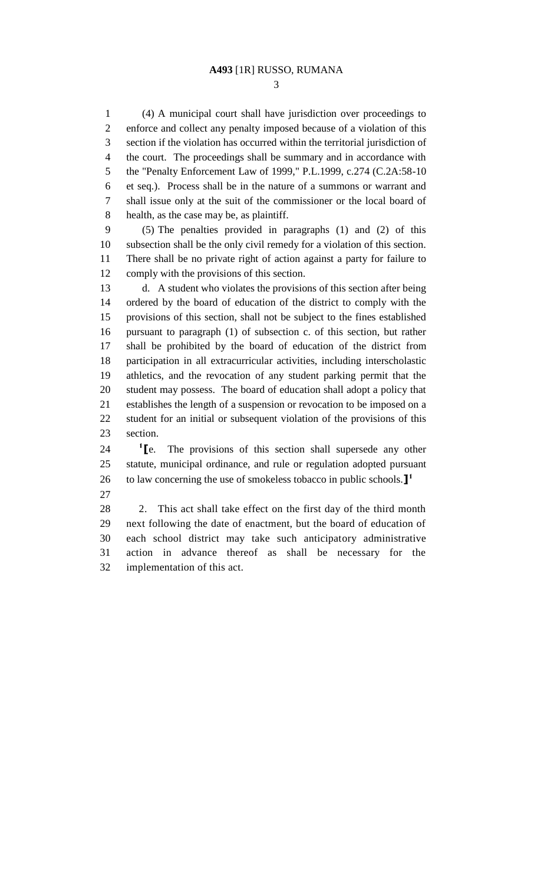(4) A municipal court shall have jurisdiction over proceedings to enforce and collect any penalty imposed because of a violation of this section if the violation has occurred within the territorial jurisdiction of the court. The proceedings shall be summary and in accordance with the "Penalty Enforcement Law of 1999," P.L.1999, c.274 (C.2A:58-10 et seq.). Process shall be in the nature of a summons or warrant and shall issue only at the suit of the commissioner or the local board of health, as the case may be, as plaintiff.

(5) The penalties provided in paragraphs (1) and (2) of this subsection shall be the only civil remedy for a violation of this section. There shall be no private right of action against a party for failure to comply with the provisions of this section.

d. A student who violates the provisions of this section after being ordered by the board of education of the district to comply with the provisions of this section, shall not be subject to the fines established pursuant to paragraph (1) of subsection c. of this section, but rather shall be prohibited by the board of education of the district from participation in all extracurricular activities, including interscholastic athletics, and the revocation of any student parking permit that the student may possess. The board of education shall adopt a policy that establishes the length of a suspension or revocation to be imposed on a student for an initial or subsequent violation of the provisions of this section.

[1][e. The provisions of this section shall supersede any other statute, municipal ordinance, and rule or regulation adopted pursuant to law concerning the use of smokeless tobacco in public schools.][1]

2. This act shall take effect on the first day of the third month next following the date of enactment, but the board of education of each school district may take such anticipatory administrative action in advance thereof as shall be necessary for the implementation of this act.